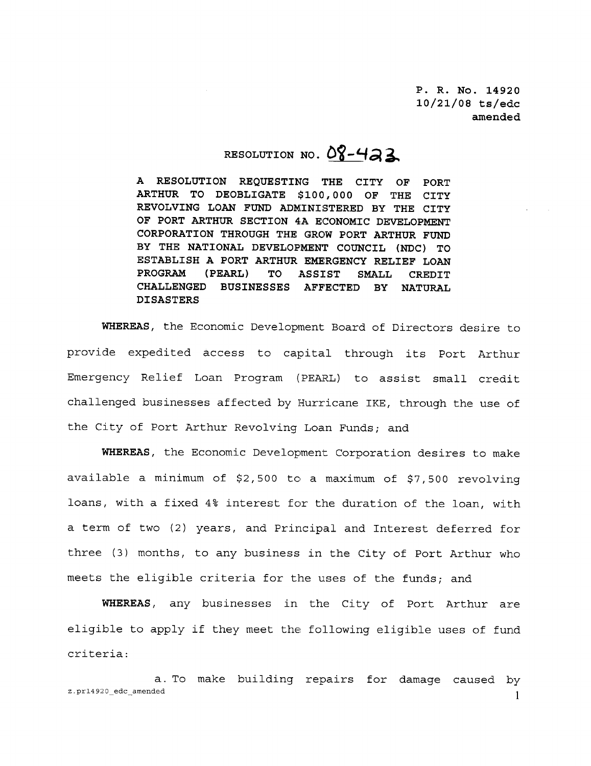P. R. No. 14920
10/21/08 ts/edc
amended

# RESOLUTION NO. 08-423

**A RESOLUTION REQUESTING THE CITY OF PORT ARTHUR TO DEOBLIGATE $100,000 OF THE CITY REVOLVING LOAN FUND ADMINISTERED BY THE CITY OF PORT ARTHUR SECTION 4A ECONOMIC DEVELOPMENT CORPORATION THROUGH THE GROW PORT ARTHUR FUND BY THE NATIONAL DEVELOPMENT COUNCIL (NDC) TO ESTABLISH A PORT ARTHUR EMERGENCY RELIEF LOAN PROGRAM (PEARL) TO ASSIST SMALL CREDIT CHALLENGED BUSINESSES AFFECTED BY NATURAL DISASTERS**

**WHEREAS**, the Economic Development Board of Directors desire to provide expedited access to capital through its Port Arthur Emergency Relief Loan Program (PEARL) to assist small credit challenged businesses affected by Hurricane IKE, through the use of the City of Port Arthur Revolving Loan Funds; and

**WHEREAS**, the Economic Development Corporation desires to make available a minimum of $2,500 to a maximum of $7,500 revolving loans, with a fixed 4% interest for the duration of the loan, with a term of two (2) years, and Principal and Interest deferred for three (3) months, to any business in the City of Port Arthur who meets the eligible criteria for the uses of the funds; and

**WHEREAS**, any businesses in the City of Port Arthur are eligible to apply if they meet the following eligible uses of fund criteria:

a. To make building repairs for damage caused by

z.pr14920_edc_amended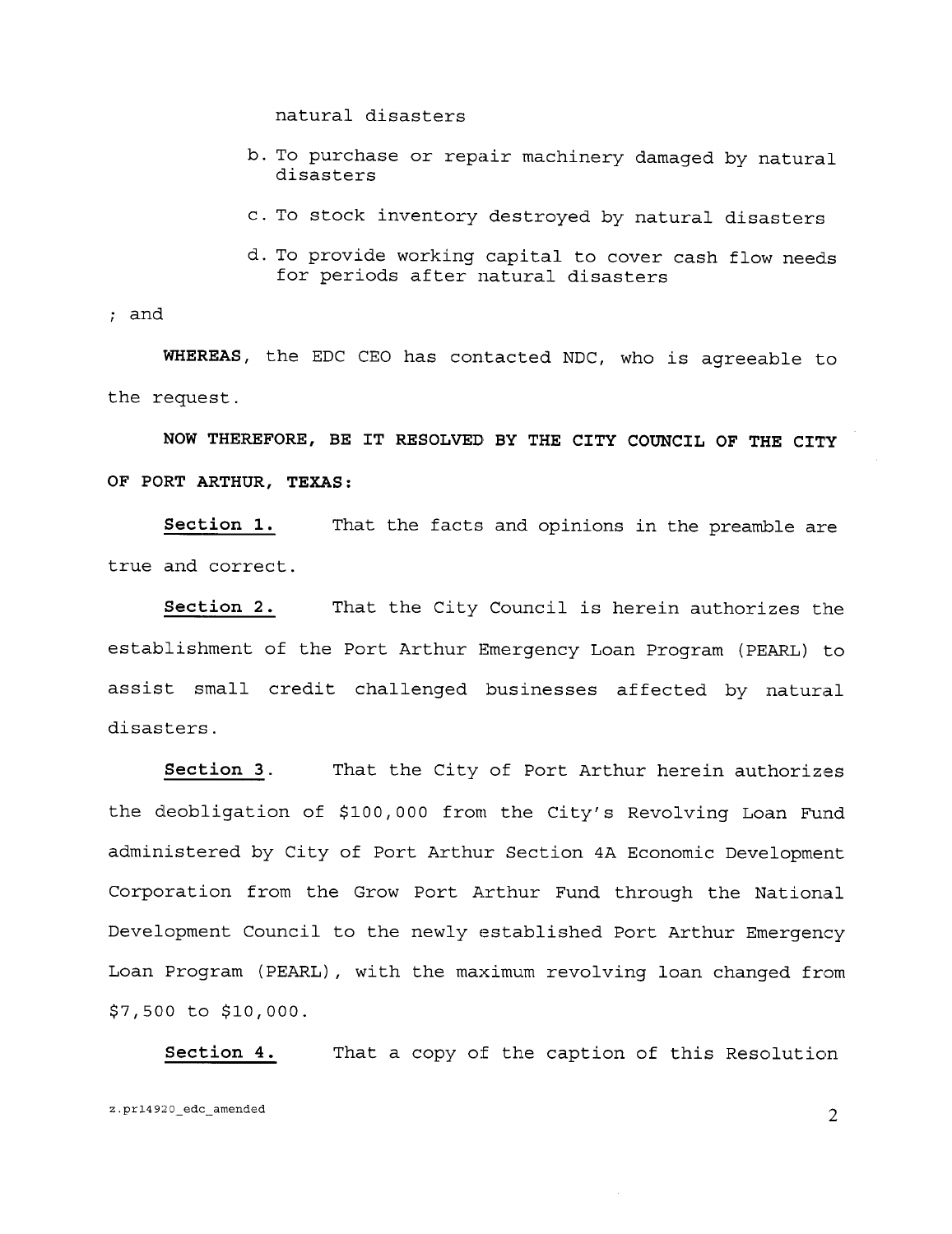natural disasters

b. To purchase or repair machinery damaged by natural disasters

c. To stock inventory destroyed by natural disasters

d. To provide working capital to cover cash flow needs for periods after natural disasters

; and

**WHEREAS**, the EDC CEO has contacted NDC, who is agreeable to the request.

**NOW THEREFORE, BE IT RESOLVED BY THE CITY COUNCIL OF THE CITY OF PORT ARTHUR, TEXAS:**

**Section 1.** That the facts and opinions in the preamble are true and correct.

**Section 2.** That the City Council is herein authorizes the establishment of the Port Arthur Emergency Loan Program (PEARL) to assist small credit challenged businesses affected by natural disasters.

**Section 3**. That the City of Port Arthur herein authorizes the deobligation of $100,000 from the City's Revolving Loan Fund administered by City of Port Arthur Section 4A Economic Development Corporation from the Grow Port Arthur Fund through the National Development Council to the newly established Port Arthur Emergency Loan Program (PEARL), with the maximum revolving loan changed from $7,500 to $10,000.

**Section 4.** That a copy of the caption of this Resolution

z.pr14920_edc_amended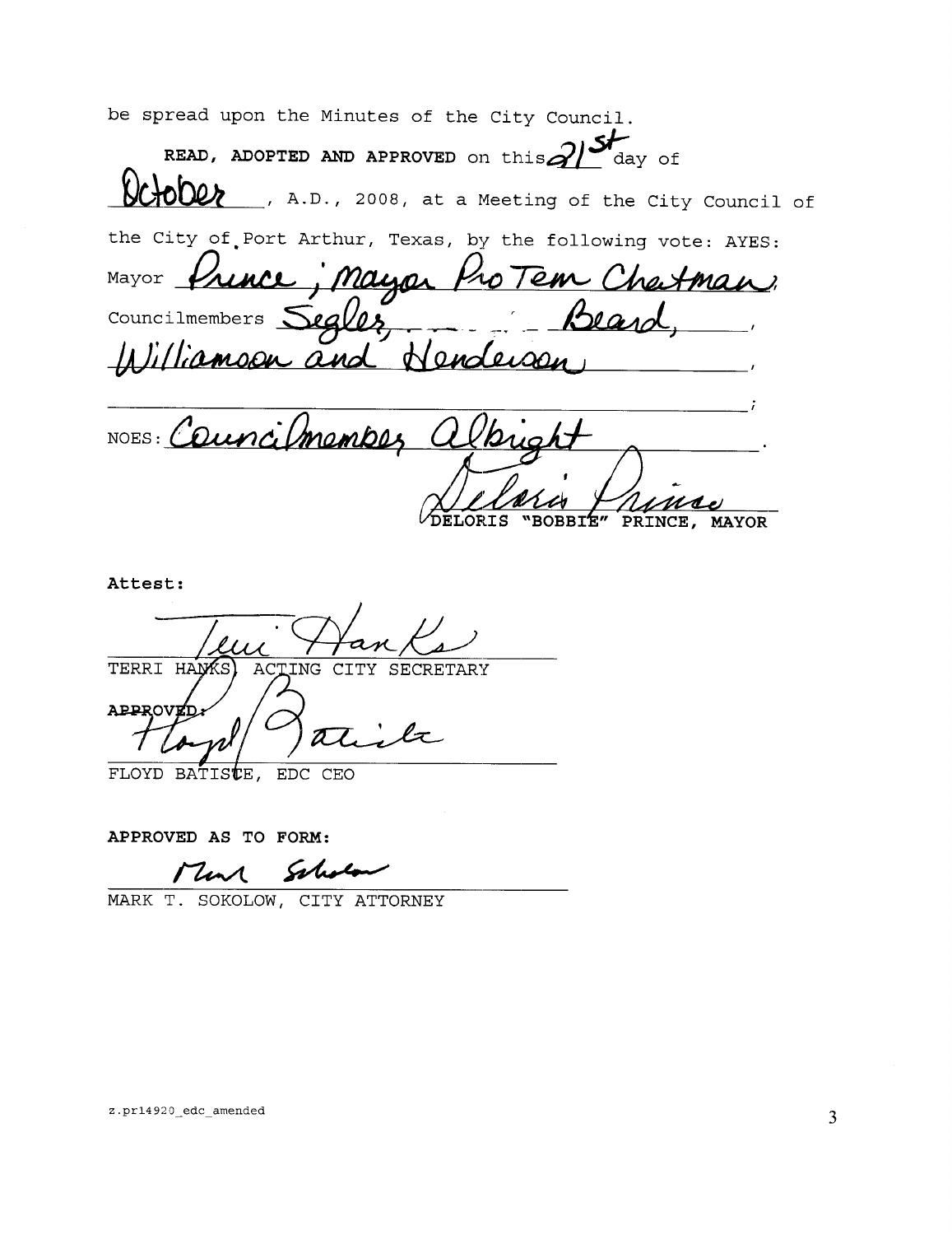be spread upon the Minutes of the City Council.

**READ, ADOPTED AND APPROVED** on this 21st day of October, A.D., 2008, at a Meeting of the City Council of the City of Port Arthur, Texas, by the following vote: AYES:

Mayor Prince; Mayor Pro Tem Chatman,

Councilmembers Segler, Beard,

Williamson and Henderson,

;

NOES: Councilmember Albright.

DELORIS "BOBBIE" PRINCE, MAYOR

**Attest:**

TERRI HANKS, ACTING CITY SECRETARY

**APPROVED:**

FLOYD BATISTE, EDC CEO

**APPROVED AS TO FORM:**

MARK T. SOKOLOW, CITY ATTORNEY

z.pr14920_edc_amended